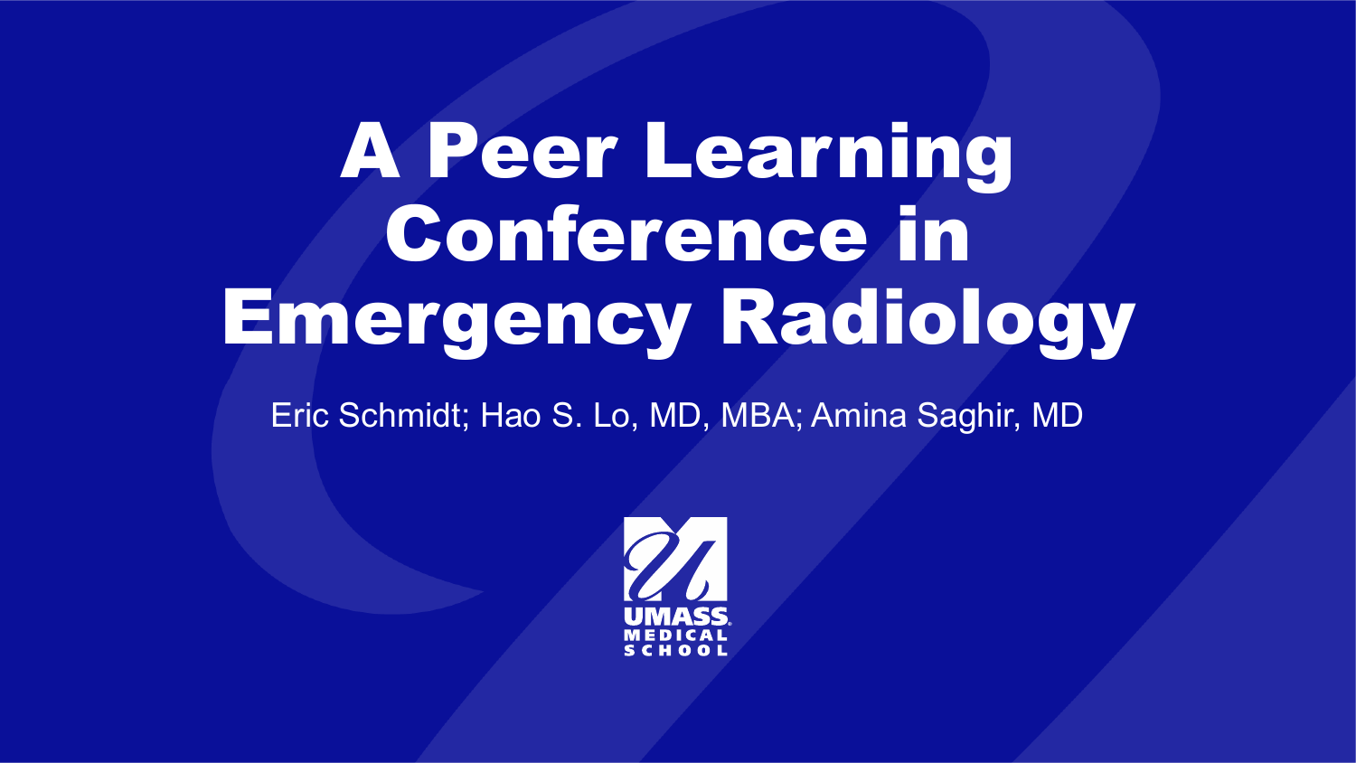# A Peer Learning Conference in Emergency Radiology

Eric Schmidt; Hao S. Lo, MD, MBA; Amina Saghir, MD

UMASS MEDICAL SCHOOL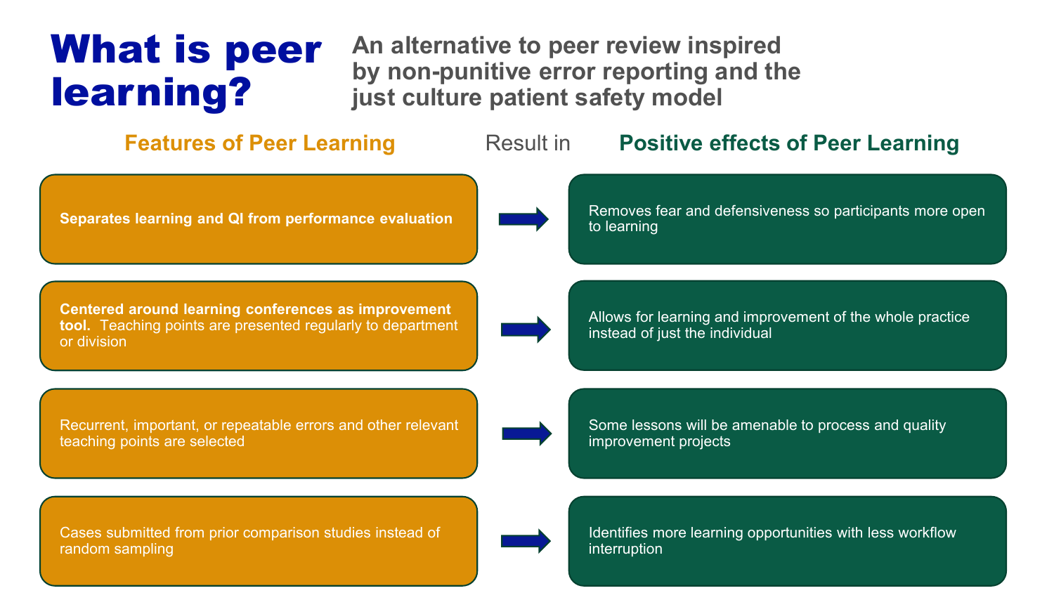# What is peer learning?

**An alternative to peer review inspired by non-punitive error reporting and the just culture patient safety model**

| Features of Peer Learning | Result in | Positive effects of Peer Learning |
| --- | --- | --- |
| **Separates learning and QI from performance evaluation** | → | Removes fear and defensiveness so participants more open to learning |
| **Centered around learning conferences as improvement tool.** Teaching points are presented regularly to department or division | → | Allows for learning and improvement of the whole practice instead of just the individual |
| Recurrent, important, or repeatable errors and other relevant teaching points are selected | → | Some lessons will be amenable to process and quality improvement projects |
| Cases submitted from prior comparison studies instead of random sampling | → | Identifies more learning opportunities with less workflow interruption |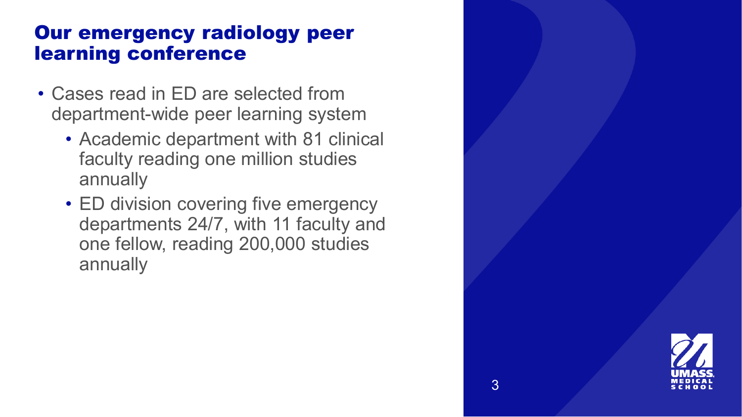# Our emergency radiology peer learning conference

- Cases read in ED are selected from department-wide peer learning system
  - Academic department with 81 clinical faculty reading one million studies annually
  - ED division covering five emergency departments 24/7, with 11 faculty and one fellow, reading 200,000 studies annually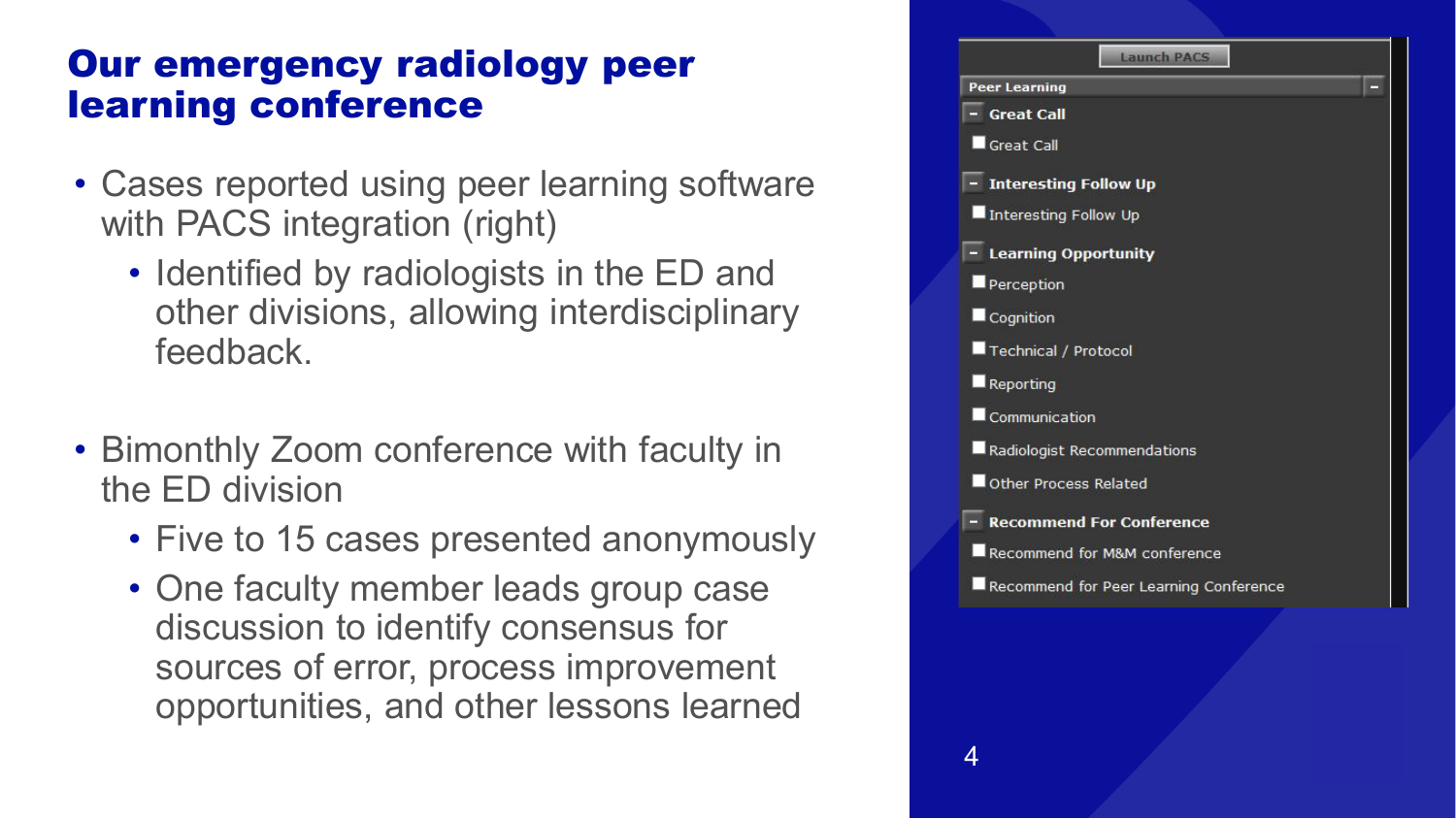# Our emergency radiology peer learning conference

- Cases reported using peer learning software with PACS integration (right)
  - Identified by radiologists in the ED and other divisions, allowing interdisciplinary feedback.
- Bimonthly Zoom conference with faculty in the ED division
  - Five to 15 cases presented anonymously
  - One faculty member leads group case discussion to identify consensus for sources of error, process improvement opportunities, and other lessons learned

Launch PACS

**Peer Learning**

**Great Call**
- Great Call

**Interesting Follow Up**
- Interesting Follow Up

**Learning Opportunity**
- Perception
- Cognition
- Technical / Protocol
- Reporting
- Communication
- Radiologist Recommendations
- Other Process Related

**Recommend For Conference**
- Recommend for M&M conference
- Recommend for Peer Learning Conference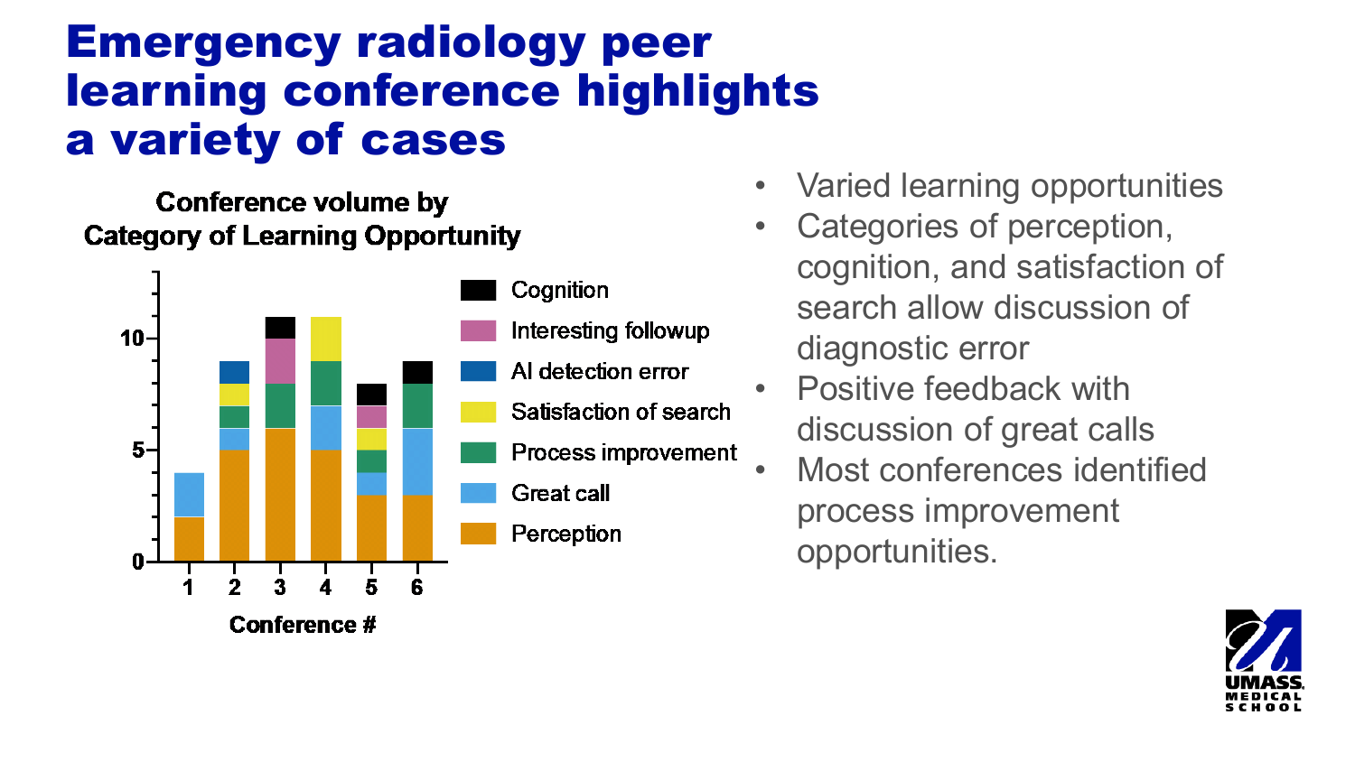# Emergency radiology peer learning conference highlights a variety of cases

**Conference volume by Category of Learning Opportunity**

- Varied learning opportunities
- Categories of perception, cognition, and satisfaction of search allow discussion of diagnostic error
- Positive feedback with discussion of great calls
- Most conferences identified process improvement opportunities.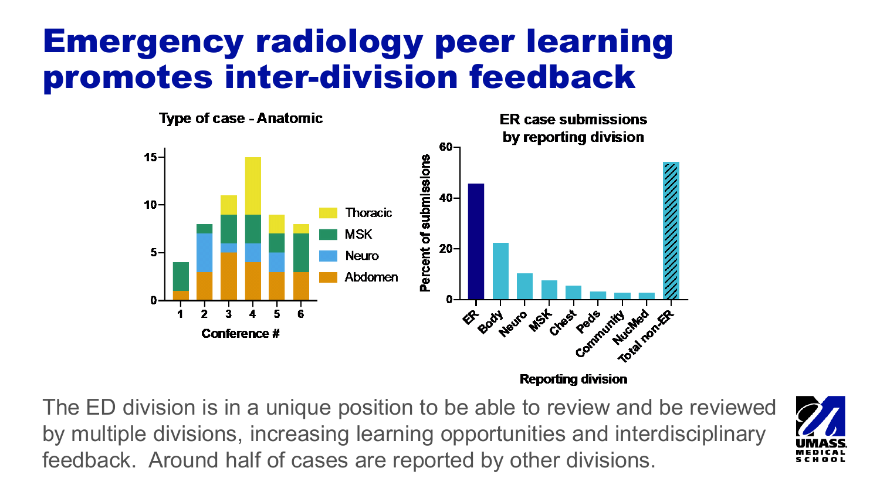# Emergency radiology peer learning promotes inter-division feedback

The ED division is in a unique position to be able to review and be reviewed by multiple divisions, increasing learning opportunities and interdisciplinary feedback. Around half of cases are reported by other divisions.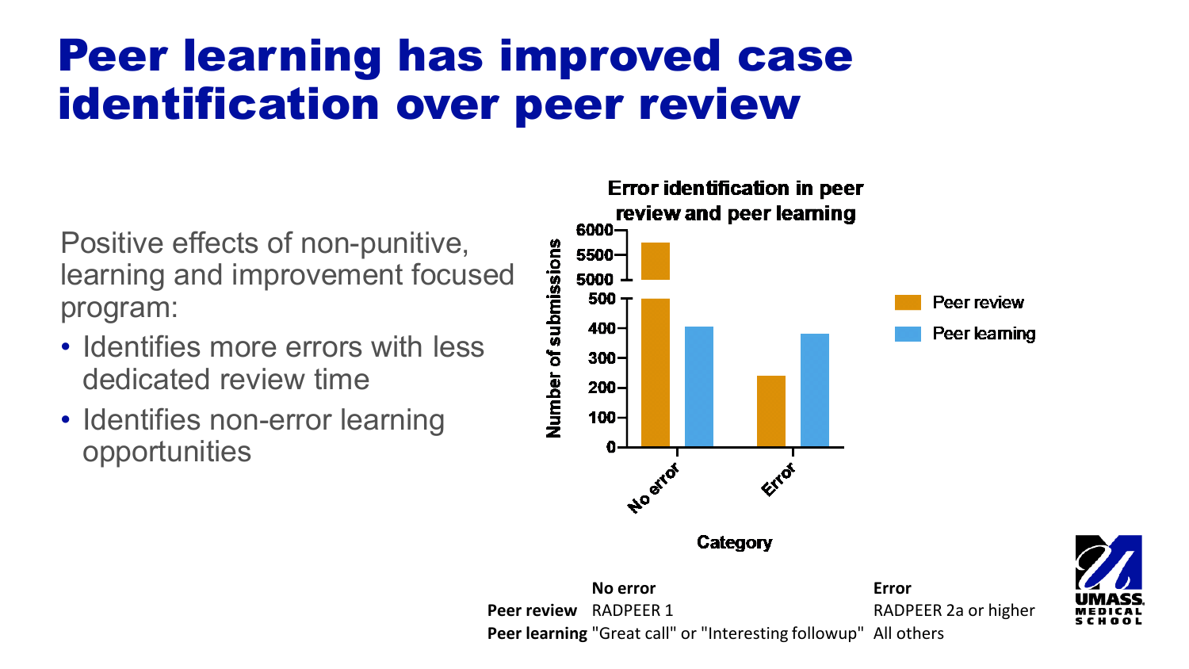# Peer learning has improved case identification over peer review

Positive effects of non-punitive, learning and improvement focused program:

- Identifies more errors with less dedicated review time
- Identifies non-error learning opportunities

**Error identification in peer review and peer learning**

| | No error | Error |
|---|---|---|
| **Peer review** | RADPEER 1 | RADPEER 2a or higher |
| **Peer learning** | "Great call" or "Interesting followup" | All others |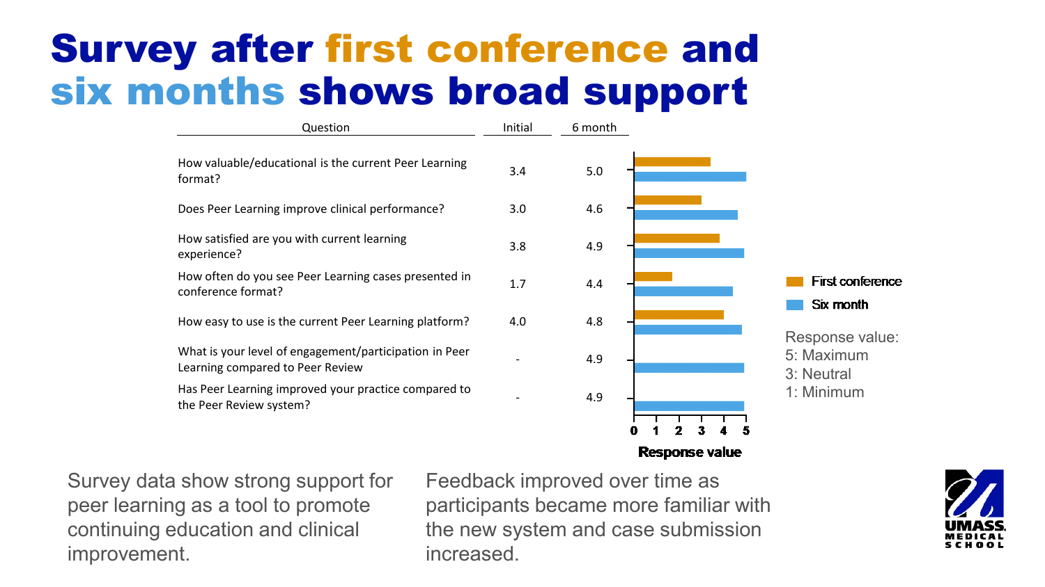# Survey after first conference and six months shows broad support

| Question | Initial | 6 month |
| --- | --- | --- |
| How valuable/educational is the current Peer Learning format? | 3.4 | 5.0 |
| Does Peer Learning improve clinical performance? | 3.0 | 4.6 |
| How satisfied are you with current learning experience? | 3.8 | 4.9 |
| How often do you see Peer Learning cases presented in conference format? | 1.7 | 4.4 |
| How easy to use is the current Peer Learning platform? | 4.0 | 4.8 |
| What is your level of engagement/participation in Peer Learning compared to Peer Review | - | 4.9 |
| Has Peer Learning improved your practice compared to the Peer Review system? | - | 4.9 |

Response value: 0 1 2 3 4 5

First conference

Six month

Response value:
5: Maximum
3: Neutral
1: Minimum

Survey data show strong support for peer learning as a tool to promote continuing education and clinical improvement.

Feedback improved over time as participants became more familiar with the new system and case submission increased.

UMASS. MEDICAL SCHOOL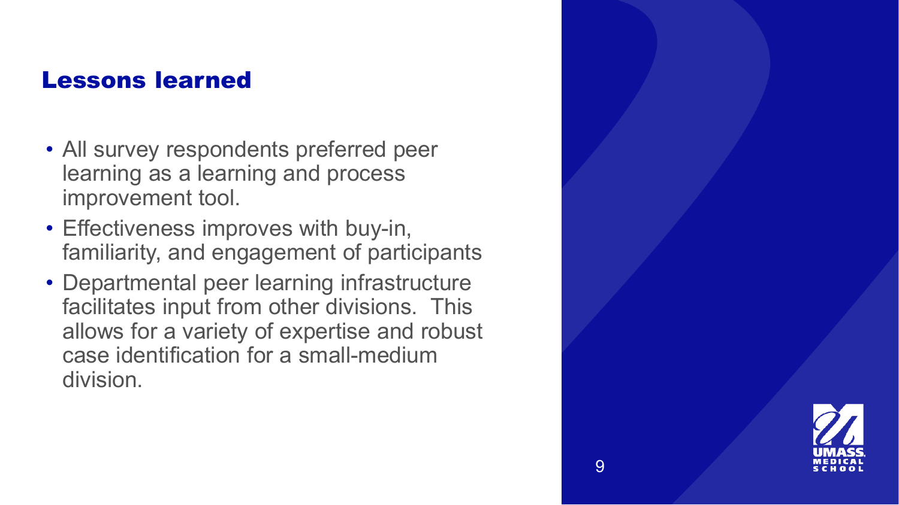## Lessons learned

- All survey respondents preferred peer learning as a learning and process improvement tool.
- Effectiveness improves with buy-in, familiarity, and engagement of participants
- Departmental peer learning infrastructure facilitates input from other divisions. This allows for a variety of expertise and robust case identification for a small-medium division.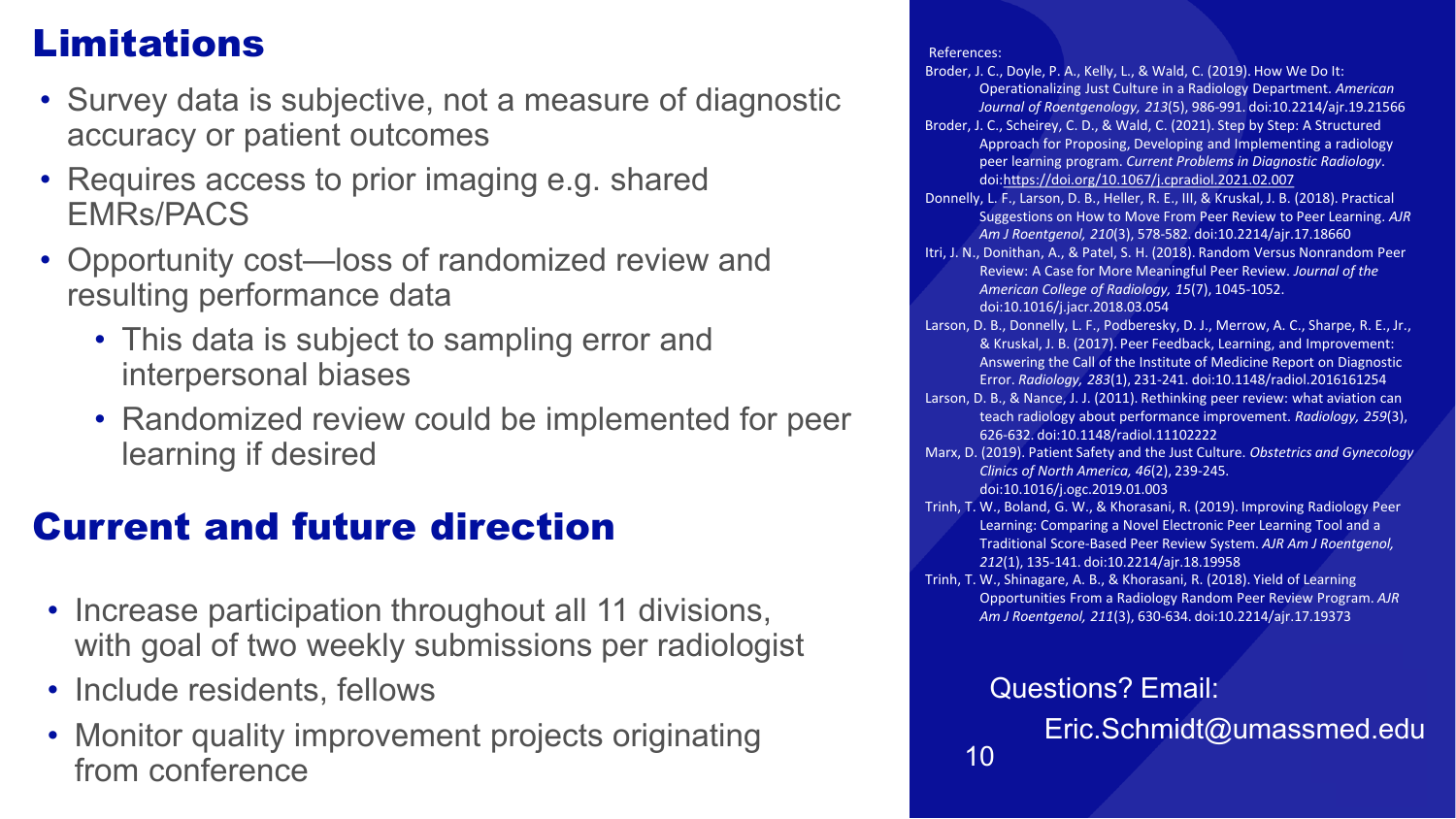# Limitations

- Survey data is subjective, not a measure of diagnostic accuracy or patient outcomes
- Requires access to prior imaging e.g. shared EMRs/PACS
- Opportunity cost—loss of randomized review and resulting performance data
  - This data is subject to sampling error and interpersonal biases
  - Randomized review could be implemented for peer learning if desired

# Current and future direction

- Increase participation throughout all 11 divisions, with goal of two weekly submissions per radiologist
- Include residents, fellows
- Monitor quality improvement projects originating from conference

References:

Broder, J. C., Doyle, P. A., Kelly, L., & Wald, C. (2019). How We Do It: Operationalizing Just Culture in a Radiology Department. *American Journal of Roentgenology, 213*(5), 986-991. doi:10.2214/ajr.19.21566

Broder, J. C., Scheirey, C. D., & Wald, C. (2021). Step by Step: A Structured Approach for Proposing, Developing and Implementing a radiology peer learning program. *Current Problems in Diagnostic Radiology*. doi:https://doi.org/10.1067/j.cpradiol.2021.02.007

Donnelly, L. F., Larson, D. B., Heller, R. E., III, & Kruskal, J. B. (2018). Practical Suggestions on How to Move From Peer Review to Peer Learning. *AJR Am J Roentgenol, 210*(3), 578-582. doi:10.2214/ajr.17.18660

Itri, J. N., Donithan, A., & Patel, S. H. (2018). Random Versus Nonrandom Peer Review: A Case for More Meaningful Peer Review. *Journal of the American College of Radiology, 15*(7), 1045-1052. doi:10.1016/j.jacr.2018.03.054

Larson, D. B., Donnelly, L. F., Podberesky, D. J., Merrow, A. C., Sharpe, R. E., Jr., & Kruskal, J. B. (2017). Peer Feedback, Learning, and Improvement: Answering the Call of the Institute of Medicine Report on Diagnostic Error. *Radiology, 283*(1), 231-241. doi:10.1148/radiol.2016161254

Larson, D. B., & Nance, J. J. (2011). Rethinking peer review: what aviation can teach radiology about performance improvement. *Radiology, 259*(3), 626-632. doi:10.1148/radiol.11102222

Marx, D. (2019). Patient Safety and the Just Culture. *Obstetrics and Gynecology Clinics of North America, 46*(2), 239-245. doi:10.1016/j.ogc.2019.01.003

Trinh, T. W., Boland, G. W., & Khorasani, R. (2019). Improving Radiology Peer Learning: Comparing a Novel Electronic Peer Learning Tool and a Traditional Score-Based Peer Review System. *AJR Am J Roentgenol, 212*(1), 135-141. doi:10.2214/ajr.18.19958

Trinh, T. W., Shinagare, A. B., & Khorasani, R. (2018). Yield of Learning Opportunities From a Radiology Random Peer Review Program. *AJR Am J Roentgenol, 211*(3), 630-634. doi:10.2214/ajr.17.19373

Questions? Email: Eric.Schmidt@umassmed.edu